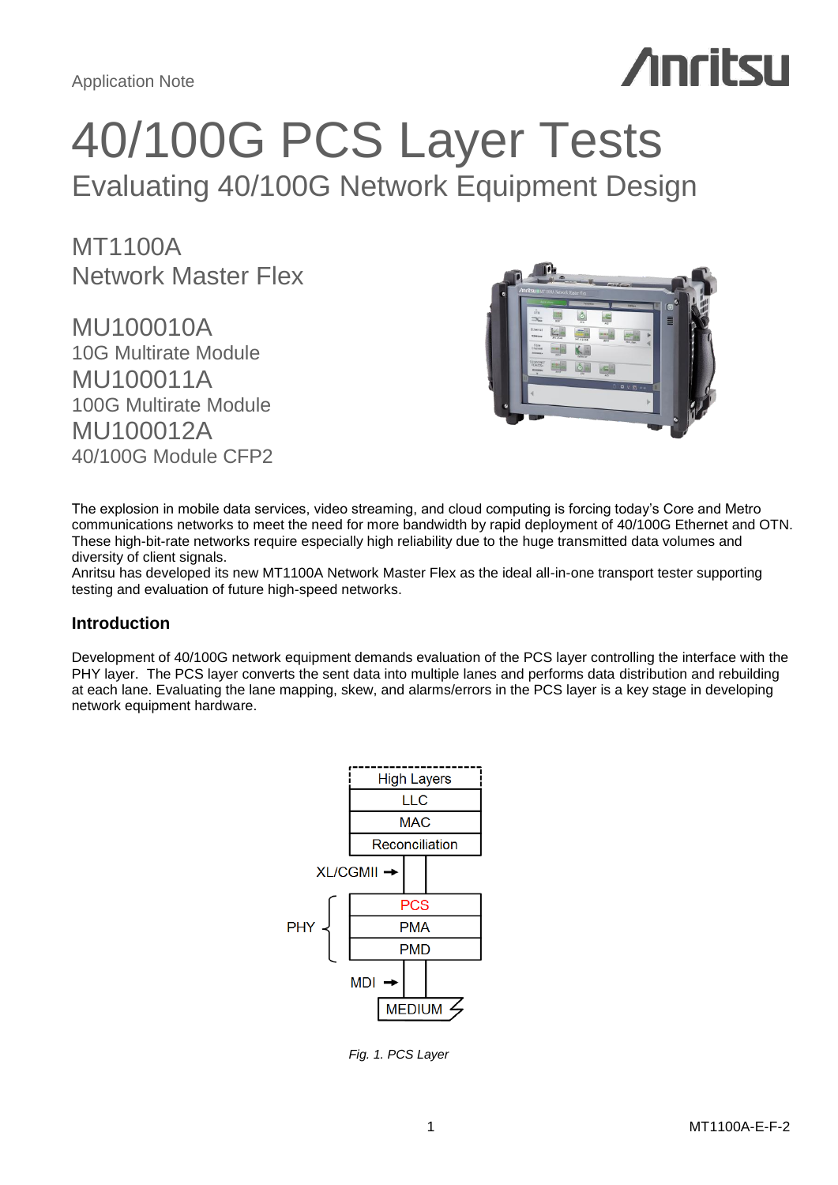Application Note

# 40/100G PCS Layer Tests

## Evaluating 40/100G Network Equipment Design

MT1100A
Network Master Flex

MU100010A
10G Multirate Module
MU100011A
100G Multirate Module
MU100012A
40/100G Module CFP2

The explosion in mobile data services, video streaming, and cloud computing is forcing today's Core and Metro communications networks to meet the need for more bandwidth by rapid deployment of 40/100G Ethernet and OTN. These high-bit-rate networks require especially high reliability due to the huge transmitted data volumes and diversity of client signals.
Anritsu has developed its new MT1100A Network Master Flex as the ideal all-in-one transport tester supporting testing and evaluation of future high-speed networks.

### Introduction

Development of 40/100G network equipment demands evaluation of the PCS layer controlling the interface with the PHY layer. The PCS layer converts the sent data into multiple lanes and performs data distribution and rebuilding at each lane. Evaluating the lane mapping, skew, and alarms/errors in the PCS layer is a key stage in developing network equipment hardware.

High Layers
LLC
MAC
Reconciliation
XL/CGMII →
PHY: PCS, PMA, PMD
MDI →
MEDIUM

*Fig. 1. PCS Layer*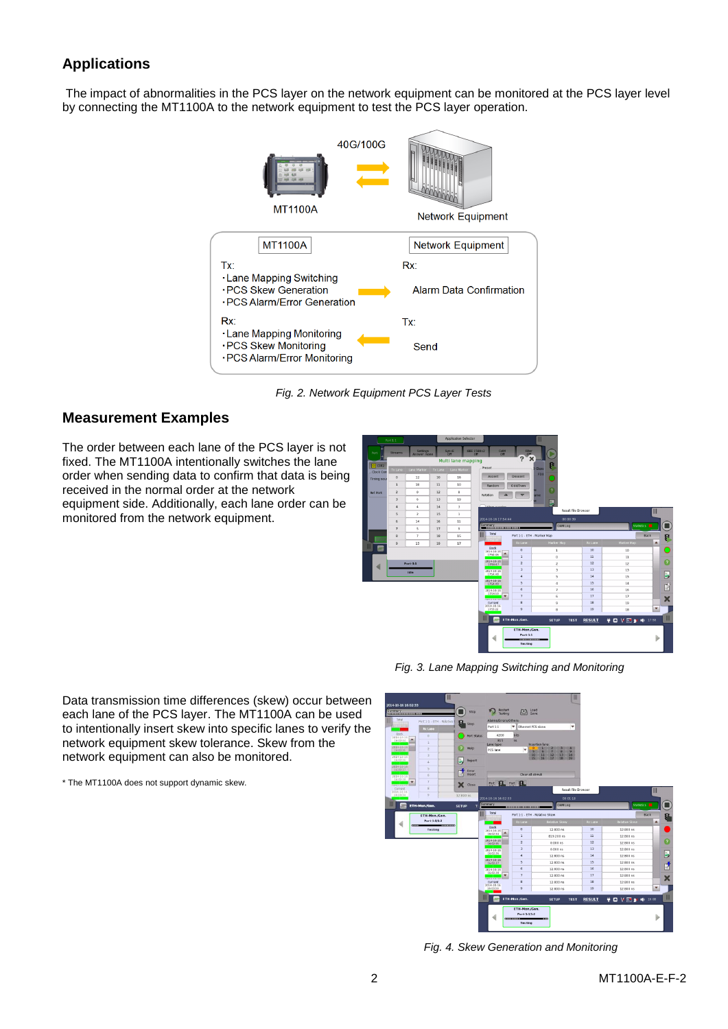## Applications

The impact of abnormalities in the PCS layer on the network equipment can be monitored at the PCS layer level by connecting the MT1100A to the network equipment to test the PCS layer operation.

| MT1100A | | Network Equipment |
|---|---|---|
| Tx:<br>・Lane Mapping Switching<br>・PCS Skew Generation<br>・PCS Alarm/Error Generation | → | Rx:<br>Alarm Data Confirmation |
| Rx:<br>・Lane Mapping Monitoring<br>・PCS Skew Monitoring<br>・PCS Alarm/Error Monitoring | ← | Tx:<br>Send |

*Fig. 2. Network Equipment PCS Layer Tests*

## Measurement Examples

The order between each lane of the PCS layer is not fixed. The MT1100A intentionally switches the lane order when sending data to confirm that data is being received in the normal order at the network equipment side. Additionally, each lane order can be monitored from the network equipment.

*Fig. 3. Lane Mapping Switching and Monitoring*

Data transmission time differences (skew) occur between each lane of the PCS layer. The MT1100A can be used to intentionally insert skew into specific lanes to verify the network equipment skew tolerance. Skew from the network equipment can also be monitored.

* The MT1100A does not support dynamic skew.

*Fig. 4. Skew Generation and Monitoring*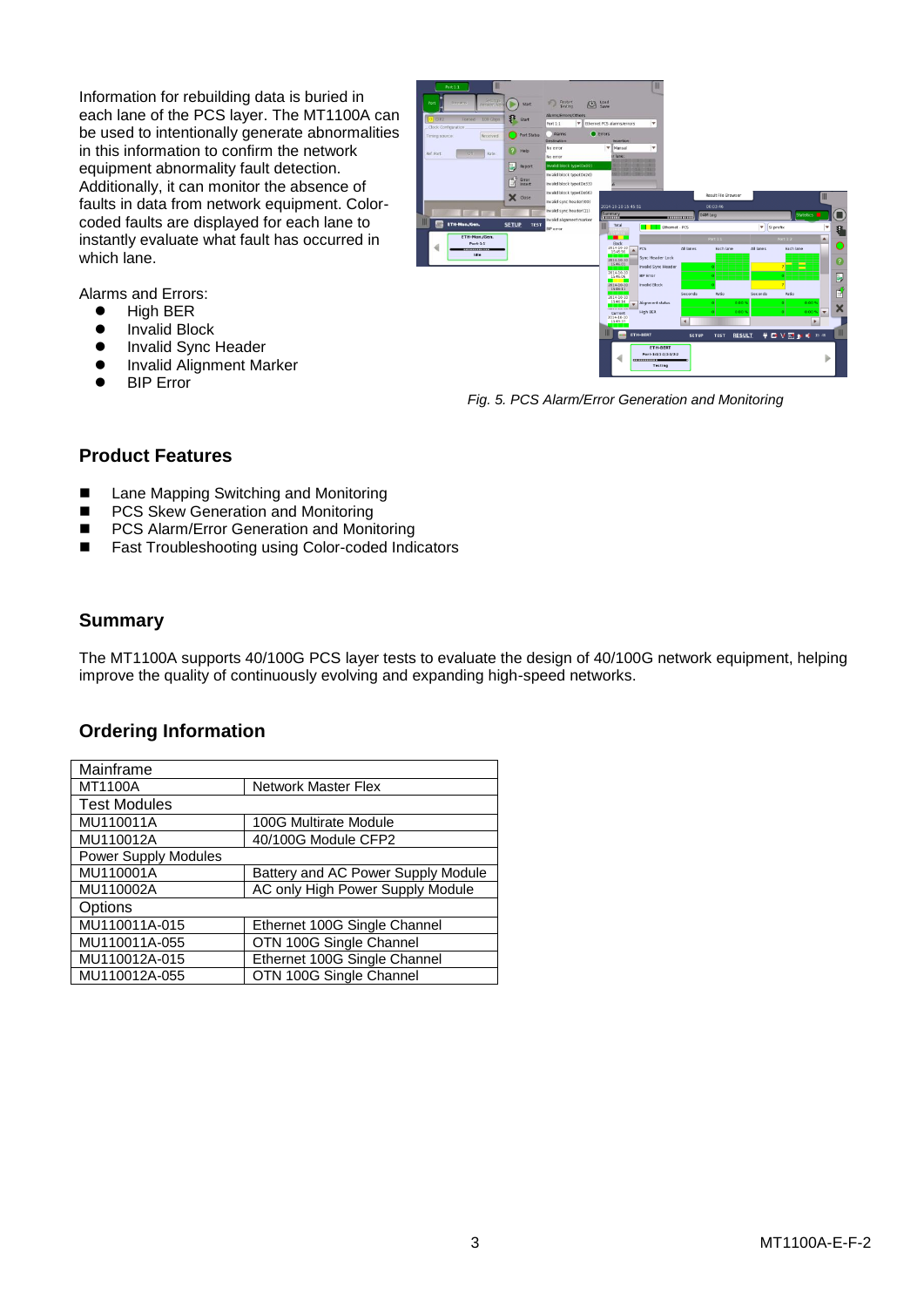Information for rebuilding data is buried in each lane of the PCS layer. The MT1100A can be used to intentionally generate abnormalities in this information to confirm the network equipment abnormality fault detection. Additionally, it can monitor the absence of faults in data from network equipment. Color-coded faults are displayed for each lane to instantly evaluate what fault has occurred in which lane.

Alarms and Errors:

- High BER
- Invalid Block
- Invalid Sync Header
- Invalid Alignment Marker
- BIP Error

*Fig. 5. PCS Alarm/Error Generation and Monitoring*

## Product Features

- Lane Mapping Switching and Monitoring
- PCS Skew Generation and Monitoring
- PCS Alarm/Error Generation and Monitoring
- Fast Troubleshooting using Color-coded Indicators

## Summary

The MT1100A supports 40/100G PCS layer tests to evaluate the design of 40/100G network equipment, helping improve the quality of continuously evolving and expanding high-speed networks.

## Ordering Information

| Mainframe | |
|---|---|
| MT1100A | Network Master Flex |
| **Test Modules** | |
| MU110011A | 100G Multirate Module |
| MU110012A | 40/100G Module CFP2 |
| **Power Supply Modules** | |
| MU110001A | Battery and AC Power Supply Module |
| MU110002A | AC only High Power Supply Module |
| **Options** | |
| MU110011A-015 | Ethernet 100G Single Channel |
| MU110011A-055 | OTN 100G Single Channel |
| MU110012A-015 | Ethernet 100G Single Channel |
| MU110012A-055 | OTN 100G Single Channel |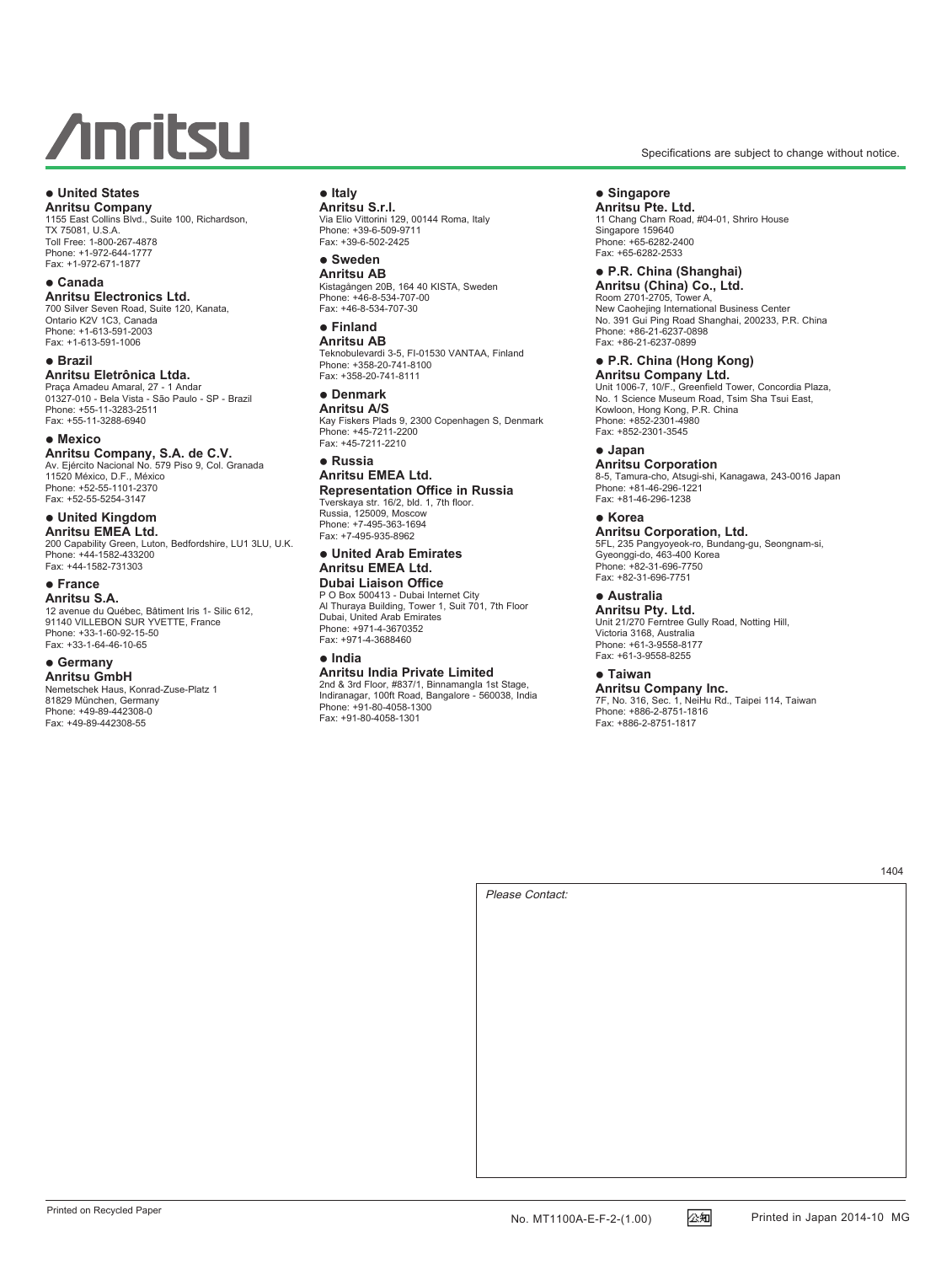Anritsu

Specifications are subject to change without notice.

- **United States**

**Anritsu Company**
1155 East Collins Blvd., Suite 100, Richardson, TX 75081, U.S.A.
Toll Free: 1-800-267-4878
Phone: +1-972-644-1777
Fax: +1-972-671-1877

- **Canada**

**Anritsu Electronics Ltd.**
700 Silver Seven Road, Suite 120, Kanata, Ontario K2V 1C3, Canada
Phone: +1-613-591-2003
Fax: +1-613-591-1006

- **Brazil**

**Anritsu Eletrônica Ltda.**
Praça Amadeu Amaral, 27 - 1 Andar
01327-010 - Bela Vista - São Paulo - SP - Brazil
Phone: +55-11-3283-2511
Fax: +55-11-3288-6940

- **Mexico**

**Anritsu Company, S.A. de C.V.**
Av. Ejército Nacional No. 579 Piso 9, Col. Granada
11520 México, D.F., México
Phone: +52-55-1101-2370
Fax: +52-55-5254-3147

- **United Kingdom**

**Anritsu EMEA Ltd.**
200 Capability Green, Luton, Bedfordshire, LU1 3LU, U.K.
Phone: +44-1582-433200
Fax: +44-1582-731303

- **France**

**Anritsu S.A.**
12 avenue du Québec, Bâtiment Iris 1- Silic 612, 91140 VILLEBON SUR YVETTE, France
Phone: +33-1-60-92-15-50
Fax: +33-1-64-46-10-65

- **Germany**

**Anritsu GmbH**
Nemetschek Haus, Konrad-Zuse-Platz 1
81829 München, Germany
Phone: +49-89-442308-0
Fax: +49-89-442308-55

- **Italy**

**Anritsu S.r.l.**
Via Elio Vittorini 129, 00144 Roma, Italy
Phone: +39-6-509-9711
Fax: +39-6-502-2425

- **Sweden**

**Anritsu AB**
Kistagången 20B, 164 40 KISTA, Sweden
Phone: +46-8-534-707-00
Fax: +46-8-534-707-30

- **Finland**

**Anritsu AB**
Teknobulevardi 3-5, FI-01530 VANTAA, Finland
Phone: +358-20-741-8100
Fax: +358-20-741-8111

- **Denmark**

**Anritsu A/S**
Kay Fiskers Plads 9, 2300 Copenhagen S, Denmark
Phone: +45-7211-2200
Fax: +45-7211-2210

- **Russia**

**Anritsu EMEA Ltd.**
**Representation Office in Russia**
Tverskaya str. 16/2, bld. 1, 7th floor.
Russia, 125009, Moscow
Phone: +7-495-363-1694
Fax: +7-495-935-8962

- **United Arab Emirates**

**Anritsu EMEA Ltd.**
**Dubai Liaison Office**
P O Box 500413 - Dubai Internet City
Al Thuraya Building, Tower 1, Suit 701, 7th Floor
Dubai, United Arab Emirates
Phone: +971-4-3670352
Fax: +971-4-3688460

- **India**

**Anritsu India Private Limited**
2nd & 3rd Floor, #837/1, Binnamangla 1st Stage, Indiranagar, 100ft Road, Bangalore - 560038, India
Phone: +91-80-4058-1300
Fax: +91-80-4058-1301

- **Singapore**

**Anritsu Pte. Ltd.**
11 Chang Charn Road, #04-01, Shriro House
Singapore 159640
Phone: +65-6282-2400
Fax: +65-6282-2533

- **P.R. China (Shanghai)**

**Anritsu (China) Co., Ltd.**
Room 2701-2705, Tower A,
New Caohejing International Business Center
No. 391 Gui Ping Road Shanghai, 200233, P.R. China
Phone: +86-21-6237-0898
Fax: +86-21-6237-0899

- **P.R. China (Hong Kong)**

**Anritsu Company Ltd.**
Unit 1006-7, 10/F., Greenfield Tower, Concordia Plaza,
No. 1 Science Museum Road, Tsim Sha Tsui East,
Kowloon, Hong Kong, P.R. China
Phone: +852-2301-4980
Fax: +852-2301-3545

- **Japan**

**Anritsu Corporation**
8-5, Tamura-cho, Atsugi-shi, Kanagawa, 243-0016 Japan
Phone: +81-46-296-1221
Fax: +81-46-296-1238

- **Korea**

**Anritsu Corporation, Ltd.**
5FL, 235 Pangyoyeok-ro, Bundang-gu, Seongnam-si, Gyeonggi-do, 463-400 Korea
Phone: +82-31-696-7750
Fax: +82-31-696-7751

- **Australia**

**Anritsu Pty. Ltd.**
Unit 21/270 Ferntree Gully Road, Notting Hill, Victoria 3168, Australia
Phone: +61-3-9558-8177
Fax: +61-3-9558-8255

- **Taiwan**

**Anritsu Company Inc.**
7F, No. 316, Sec. 1, NeiHu Rd., Taipei 114, Taiwan
Phone: +886-2-8751-1816
Fax: +886-2-8751-1817

1404

*Please Contact:*

Printed on Recycled Paper

No. MT1100A-E-F-2-(1.00) 公知 Printed in Japan 2014-10 MG